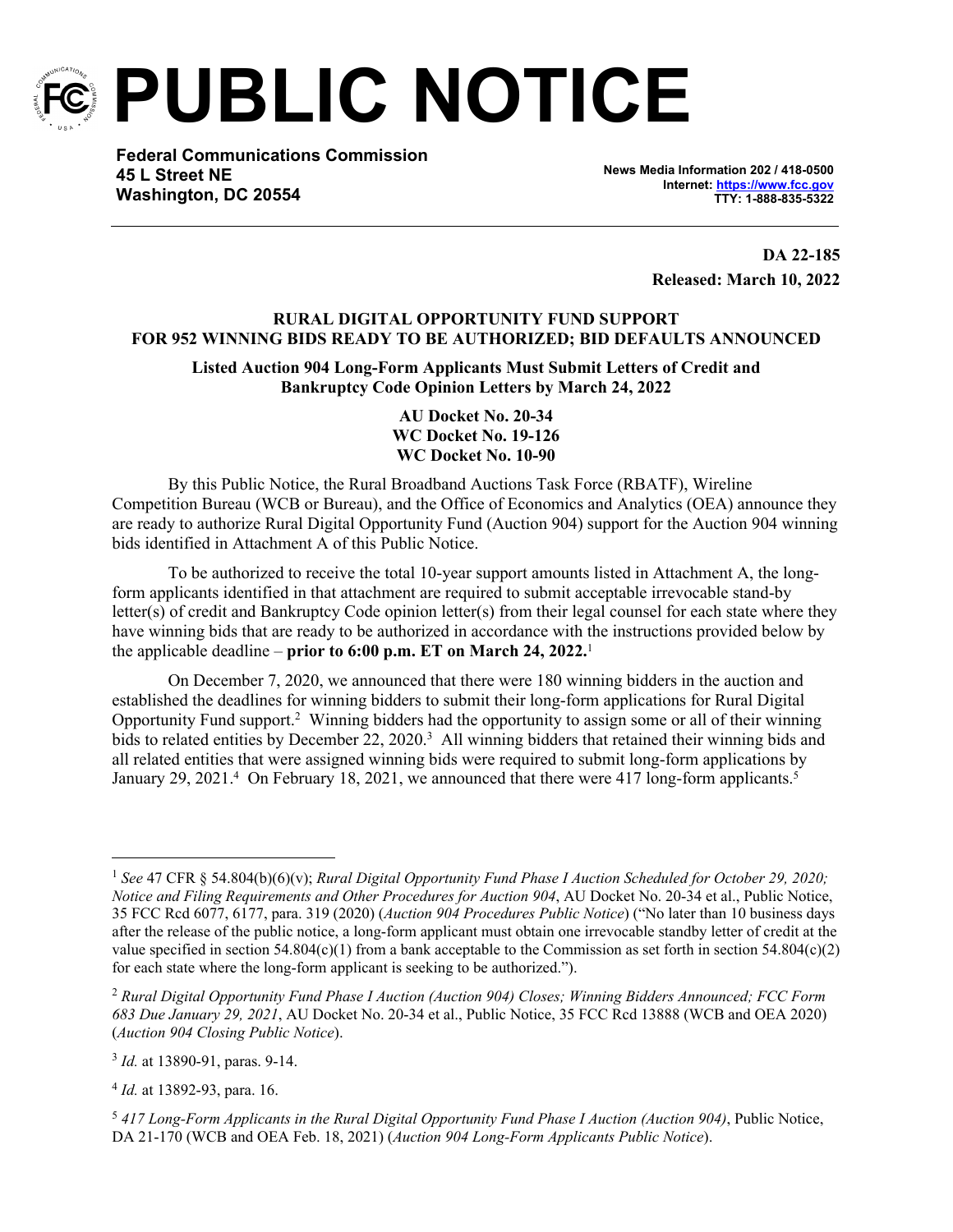# PUBLIC NOTICE

**Federal Communications Commission**
**45 L Street NE**
**Washington, DC 20554**

**News Media Information 202 / 418-0500**
**Internet: https://www.fcc.gov**
**TTY: 1-888-835-5322**

**DA 22-185**
**Released: March 10, 2022**

**RURAL DIGITAL OPPORTUNITY FUND SUPPORT FOR 952 WINNING BIDS READY TO BE AUTHORIZED; BID DEFAULTS ANNOUNCED**

**Listed Auction 904 Long-Form Applicants Must Submit Letters of Credit and Bankruptcy Code Opinion Letters by March 24, 2022**

**AU Docket No. 20-34**
**WC Docket No. 19-126**
**WC Docket No. 10-90**

By this Public Notice, the Rural Broadband Auctions Task Force (RBATF), Wireline Competition Bureau (WCB or Bureau), and the Office of Economics and Analytics (OEA) announce they are ready to authorize Rural Digital Opportunity Fund (Auction 904) support for the Auction 904 winning bids identified in Attachment A of this Public Notice.

To be authorized to receive the total 10-year support amounts listed in Attachment A, the long-form applicants identified in that attachment are required to submit acceptable irrevocable stand-by letter(s) of credit and Bankruptcy Code opinion letter(s) from their legal counsel for each state where they have winning bids that are ready to be authorized in accordance with the instructions provided below by the applicable deadline – **prior to 6:00 p.m. ET on March 24, 2022.**[1]

On December 7, 2020, we announced that there were 180 winning bidders in the auction and established the deadlines for winning bidders to submit their long-form applications for Rural Digital Opportunity Fund support.[2] Winning bidders had the opportunity to assign some or all of their winning bids to related entities by December 22, 2020.[3] All winning bidders that retained their winning bids and all related entities that were assigned winning bids were required to submit long-form applications by January 29, 2021.[4] On February 18, 2021, we announced that there were 417 long-form applicants.[5]

---

[1] *See* 47 CFR § 54.804(b)(6)(v); *Rural Digital Opportunity Fund Phase I Auction Scheduled for October 29, 2020; Notice and Filing Requirements and Other Procedures for Auction 904*, AU Docket No. 20-34 et al., Public Notice, 35 FCC Rcd 6077, 6177, para. 319 (2020) (*Auction 904 Procedures Public Notice*) ("No later than 10 business days after the release of the public notice, a long-form applicant must obtain one irrevocable standby letter of credit at the value specified in section 54.804(c)(1) from a bank acceptable to the Commission as set forth in section 54.804(c)(2) for each state where the long-form applicant is seeking to be authorized.").

[2] *Rural Digital Opportunity Fund Phase I Auction (Auction 904) Closes; Winning Bidders Announced; FCC Form 683 Due January 29, 2021*, AU Docket No. 20-34 et al., Public Notice, 35 FCC Rcd 13888 (WCB and OEA 2020) (*Auction 904 Closing Public Notice*).

[3] *Id.* at 13890-91, paras. 9-14.

[4] *Id.* at 13892-93, para. 16.

[5] *417 Long-Form Applicants in the Rural Digital Opportunity Fund Phase I Auction (Auction 904)*, Public Notice, DA 21-170 (WCB and OEA Feb. 18, 2021) (*Auction 904 Long-Form Applicants Public Notice*).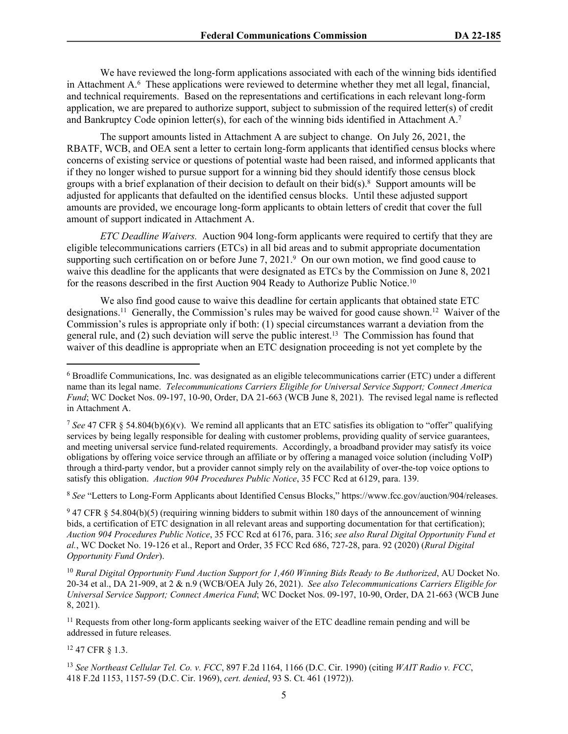We have reviewed the long-form applications associated with each of the winning bids identified in Attachment A.[6] These applications were reviewed to determine whether they met all legal, financial, and technical requirements. Based on the representations and certifications in each relevant long-form application, we are prepared to authorize support, subject to submission of the required letter(s) of credit and Bankruptcy Code opinion letter(s), for each of the winning bids identified in Attachment A.[7]

The support amounts listed in Attachment A are subject to change. On July 26, 2021, the RBATF, WCB, and OEA sent a letter to certain long-form applicants that identified census blocks where concerns of existing service or questions of potential waste had been raised, and informed applicants that if they no longer wished to pursue support for a winning bid they should identify those census block groups with a brief explanation of their decision to default on their bid(s).[8] Support amounts will be adjusted for applicants that defaulted on the identified census blocks. Until these adjusted support amounts are provided, we encourage long-form applicants to obtain letters of credit that cover the full amount of support indicated in Attachment A.

*ETC Deadline Waivers.* Auction 904 long-form applicants were required to certify that they are eligible telecommunications carriers (ETCs) in all bid areas and to submit appropriate documentation supporting such certification on or before June 7, 2021.[9] On our own motion, we find good cause to waive this deadline for the applicants that were designated as ETCs by the Commission on June 8, 2021 for the reasons described in the first Auction 904 Ready to Authorize Public Notice.[10]

We also find good cause to waive this deadline for certain applicants that obtained state ETC designations.[11] Generally, the Commission's rules may be waived for good cause shown.[12] Waiver of the Commission's rules is appropriate only if both: (1) special circumstances warrant a deviation from the general rule, and (2) such deviation will serve the public interest.[13] The Commission has found that waiver of this deadline is appropriate when an ETC designation proceeding is not yet complete by the

---

[6] Broadlife Communications, Inc. was designated as an eligible telecommunications carrier (ETC) under a different name than its legal name. *Telecommunications Carriers Eligible for Universal Service Support; Connect America Fund*; WC Docket Nos. 09-197, 10-90, Order, DA 21-663 (WCB June 8, 2021). The revised legal name is reflected in Attachment A.

[7] *See* 47 CFR § 54.804(b)(6)(v). We remind all applicants that an ETC satisfies its obligation to "offer" qualifying services by being legally responsible for dealing with customer problems, providing quality of service guarantees, and meeting universal service fund-related requirements. Accordingly, a broadband provider may satisfy its voice obligations by offering voice service through an affiliate or by offering a managed voice solution (including VoIP) through a third-party vendor, but a provider cannot simply rely on the availability of over-the-top voice options to satisfy this obligation. *Auction 904 Procedures Public Notice*, 35 FCC Rcd at 6129, para. 139.

[8] *See* "Letters to Long-Form Applicants about Identified Census Blocks," https://www.fcc.gov/auction/904/releases.

[9] 47 CFR § 54.804(b)(5) (requiring winning bidders to submit within 180 days of the announcement of winning bids, a certification of ETC designation in all relevant areas and supporting documentation for that certification); *Auction 904 Procedures Public Notice*, 35 FCC Rcd at 6176, para. 316; *see also Rural Digital Opportunity Fund et al.*, WC Docket No. 19-126 et al., Report and Order, 35 FCC Rcd 686, 727-28, para. 92 (2020) (*Rural Digital Opportunity Fund Order*).

[10] *Rural Digital Opportunity Fund Auction Support for 1,460 Winning Bids Ready to Be Authorized*, AU Docket No. 20-34 et al., DA 21-909, at 2 & n.9 (WCB/OEA July 26, 2021). *See also Telecommunications Carriers Eligible for Universal Service Support; Connect America Fund*; WC Docket Nos. 09-197, 10-90, Order, DA 21-663 (WCB June 8, 2021).

[11] Requests from other long-form applicants seeking waiver of the ETC deadline remain pending and will be addressed in future releases.

[12] 47 CFR § 1.3.

[13] *See Northeast Cellular Tel. Co. v. FCC*, 897 F.2d 1164, 1166 (D.C. Cir. 1990) (citing *WAIT Radio v. FCC*, 418 F.2d 1153, 1157-59 (D.C. Cir. 1969), *cert. denied*, 93 S. Ct. 461 (1972)).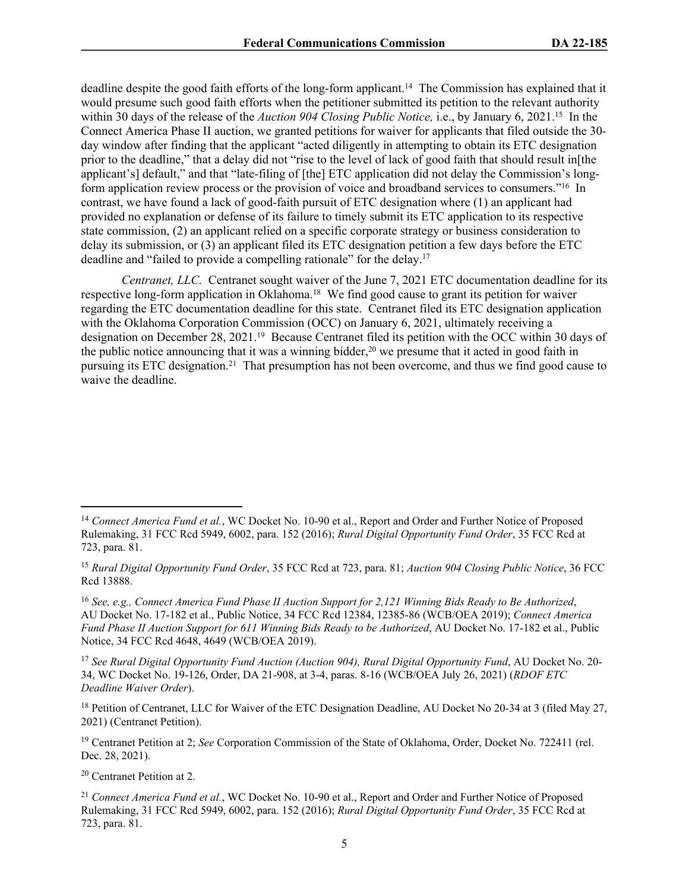deadline despite the good faith efforts of the long-form applicant.[14] The Commission has explained that it would presume such good faith efforts when the petitioner submitted its petition to the relevant authority within 30 days of the release of the *Auction 904 Closing Public Notice,* i.e., by January 6, 2021.[15] In the Connect America Phase II auction, we granted petitions for waiver for applicants that filed outside the 30-day window after finding that the applicant "acted diligently in attempting to obtain its ETC designation prior to the deadline," that a delay did not "rise to the level of lack of good faith that should result in[the applicant's] default," and that "late-filing of [the] ETC application did not delay the Commission's long-form application review process or the provision of voice and broadband services to consumers."[16] In contrast, we have found a lack of good-faith pursuit of ETC designation where (1) an applicant had provided no explanation or defense of its failure to timely submit its ETC application to its respective state commission, (2) an applicant relied on a specific corporate strategy or business consideration to delay its submission, or (3) an applicant filed its ETC designation petition a few days before the ETC deadline and "failed to provide a compelling rationale" for the delay.[17]

*Centranet, LLC.* Centranet sought waiver of the June 7, 2021 ETC documentation deadline for its respective long-form application in Oklahoma.[18] We find good cause to grant its petition for waiver regarding the ETC documentation deadline for this state. Centranet filed its ETC designation application with the Oklahoma Corporation Commission (OCC) on January 6, 2021, ultimately receiving a designation on December 28, 2021.[19] Because Centranet filed its petition with the OCC within 30 days of the public notice announcing that it was a winning bidder,[20] we presume that it acted in good faith in pursuing its ETC designation.[21] That presumption has not been overcome, and thus we find good cause to waive the deadline.

---

[14] *Connect America Fund et al.*, WC Docket No. 10-90 et al., Report and Order and Further Notice of Proposed Rulemaking, 31 FCC Rcd 5949, 6002, para. 152 (2016); *Rural Digital Opportunity Fund Order*, 35 FCC Rcd at 723, para. 81.

[15] *Rural Digital Opportunity Fund Order*, 35 FCC Rcd at 723, para. 81; *Auction 904 Closing Public Notice*, 36 FCC Rcd 13888.

[16] *See, e.g., Connect America Fund Phase II Auction Support for 2,121 Winning Bids Ready to Be Authorized*, AU Docket No. 17-182 et al., Public Notice, 34 FCC Rcd 12384, 12385-86 (WCB/OEA 2019); *Connect America Fund Phase II Auction Support for 611 Winning Bids Ready to be Authorized*, AU Docket No. 17-182 et al., Public Notice, 34 FCC Rcd 4648, 4649 (WCB/OEA 2019).

[17] *See Rural Digital Opportunity Fund Auction (Auction 904), Rural Digital Opportunity Fund*, AU Docket No. 20-34, WC Docket No. 19-126, Order, DA 21-908, at 3-4, paras. 8-16 (WCB/OEA July 26, 2021) (*RDOF ETC Deadline Waiver Order*).

[18] Petition of Centranet, LLC for Waiver of the ETC Designation Deadline, AU Docket No 20-34 at 3 (filed May 27, 2021) (Centranet Petition).

[19] Centranet Petition at 2; *See* Corporation Commission of the State of Oklahoma, Order, Docket No. 722411 (rel. Dec. 28, 2021).

[20] Centranet Petition at 2.

[21] *Connect America Fund et al.*, WC Docket No. 10-90 et al., Report and Order and Further Notice of Proposed Rulemaking, 31 FCC Rcd 5949, 6002, para. 152 (2016); *Rural Digital Opportunity Fund Order*, 35 FCC Rcd at 723, para. 81.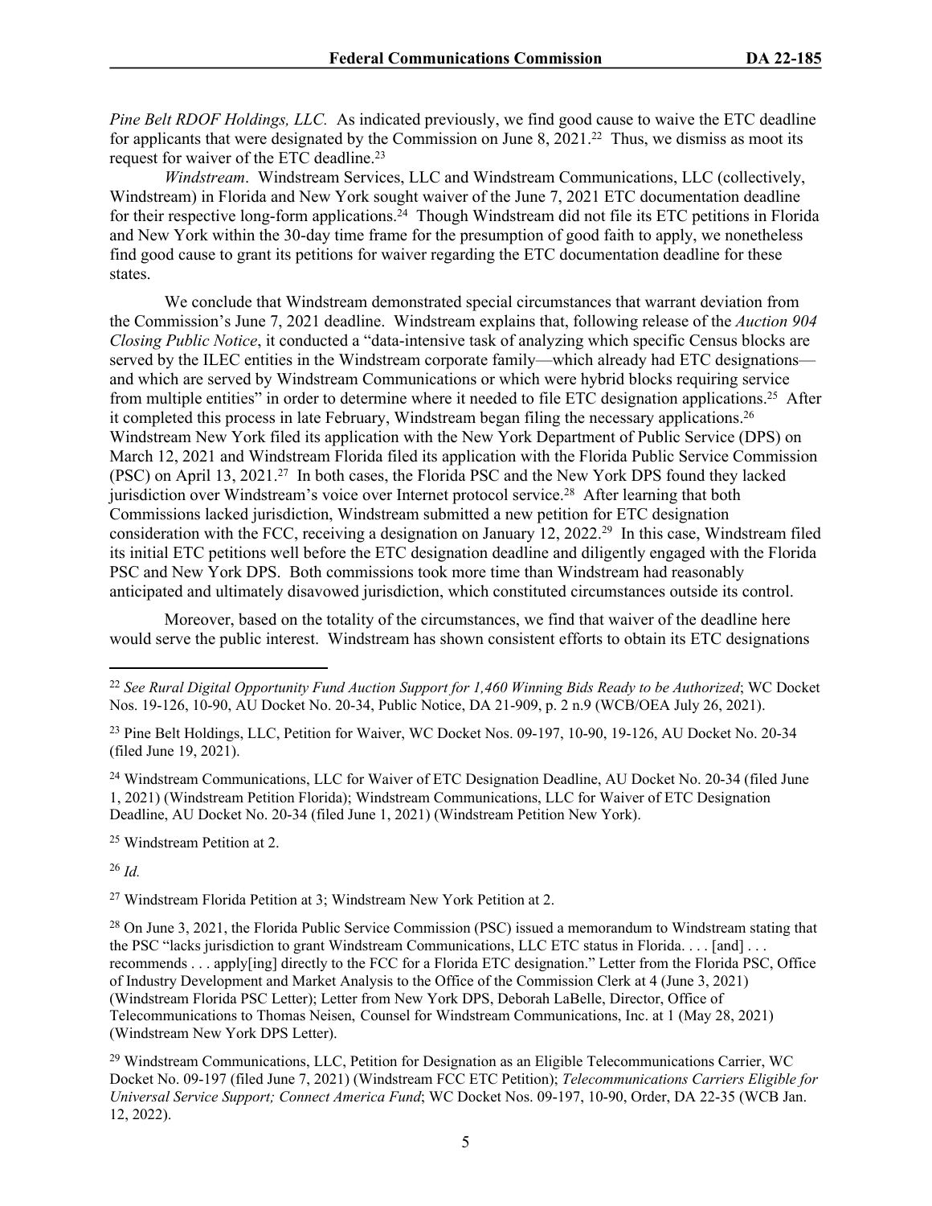*Pine Belt RDOF Holdings, LLC.* As indicated previously, we find good cause to waive the ETC deadline for applicants that were designated by the Commission on June 8, 2021.[22] Thus, we dismiss as moot its request for waiver of the ETC deadline.[23]

*Windstream*. Windstream Services, LLC and Windstream Communications, LLC (collectively, Windstream) in Florida and New York sought waiver of the June 7, 2021 ETC documentation deadline for their respective long-form applications.[24] Though Windstream did not file its ETC petitions in Florida and New York within the 30-day time frame for the presumption of good faith to apply, we nonetheless find good cause to grant its petitions for waiver regarding the ETC documentation deadline for these states.

We conclude that Windstream demonstrated special circumstances that warrant deviation from the Commission's June 7, 2021 deadline. Windstream explains that, following release of the *Auction 904 Closing Public Notice*, it conducted a "data-intensive task of analyzing which specific Census blocks are served by the ILEC entities in the Windstream corporate family—which already had ETC designations—and which are served by Windstream Communications or which were hybrid blocks requiring service from multiple entities" in order to determine where it needed to file ETC designation applications.[25] After it completed this process in late February, Windstream began filing the necessary applications.[26] Windstream New York filed its application with the New York Department of Public Service (DPS) on March 12, 2021 and Windstream Florida filed its application with the Florida Public Service Commission (PSC) on April 13, 2021.[27] In both cases, the Florida PSC and the New York DPS found they lacked jurisdiction over Windstream's voice over Internet protocol service.[28] After learning that both Commissions lacked jurisdiction, Windstream submitted a new petition for ETC designation consideration with the FCC, receiving a designation on January 12, 2022.[29] In this case, Windstream filed its initial ETC petitions well before the ETC designation deadline and diligently engaged with the Florida PSC and New York DPS. Both commissions took more time than Windstream had reasonably anticipated and ultimately disavowed jurisdiction, which constituted circumstances outside its control.

Moreover, based on the totality of the circumstances, we find that waiver of the deadline here would serve the public interest. Windstream has shown consistent efforts to obtain its ETC designations

---

[22] *See Rural Digital Opportunity Fund Auction Support for 1,460 Winning Bids Ready to be Authorized*; WC Docket Nos. 19-126, 10-90, AU Docket No. 20-34, Public Notice, DA 21-909, p. 2 n.9 (WCB/OEA July 26, 2021).

[23] Pine Belt Holdings, LLC, Petition for Waiver, WC Docket Nos. 09-197, 10-90, 19-126, AU Docket No. 20-34 (filed June 19, 2021).

[24] Windstream Communications, LLC for Waiver of ETC Designation Deadline, AU Docket No. 20-34 (filed June 1, 2021) (Windstream Petition Florida); Windstream Communications, LLC for Waiver of ETC Designation Deadline, AU Docket No. 20-34 (filed June 1, 2021) (Windstream Petition New York).

[25] Windstream Petition at 2.

[26] *Id.*

[27] Windstream Florida Petition at 3; Windstream New York Petition at 2.

[28] On June 3, 2021, the Florida Public Service Commission (PSC) issued a memorandum to Windstream stating that the PSC "lacks jurisdiction to grant Windstream Communications, LLC ETC status in Florida. . . . [and] . . . recommends . . . apply[ing] directly to the FCC for a Florida ETC designation." Letter from the Florida PSC, Office of Industry Development and Market Analysis to the Office of the Commission Clerk at 4 (June 3, 2021) (Windstream Florida PSC Letter); Letter from New York DPS, Deborah LaBelle, Director, Office of Telecommunications to Thomas Neisen, Counsel for Windstream Communications, Inc. at 1 (May 28, 2021) (Windstream New York DPS Letter).

[29] Windstream Communications, LLC, Petition for Designation as an Eligible Telecommunications Carrier, WC Docket No. 09-197 (filed June 7, 2021) (Windstream FCC ETC Petition); *Telecommunications Carriers Eligible for Universal Service Support; Connect America Fund*; WC Docket Nos. 09-197, 10-90, Order, DA 22-35 (WCB Jan. 12, 2022).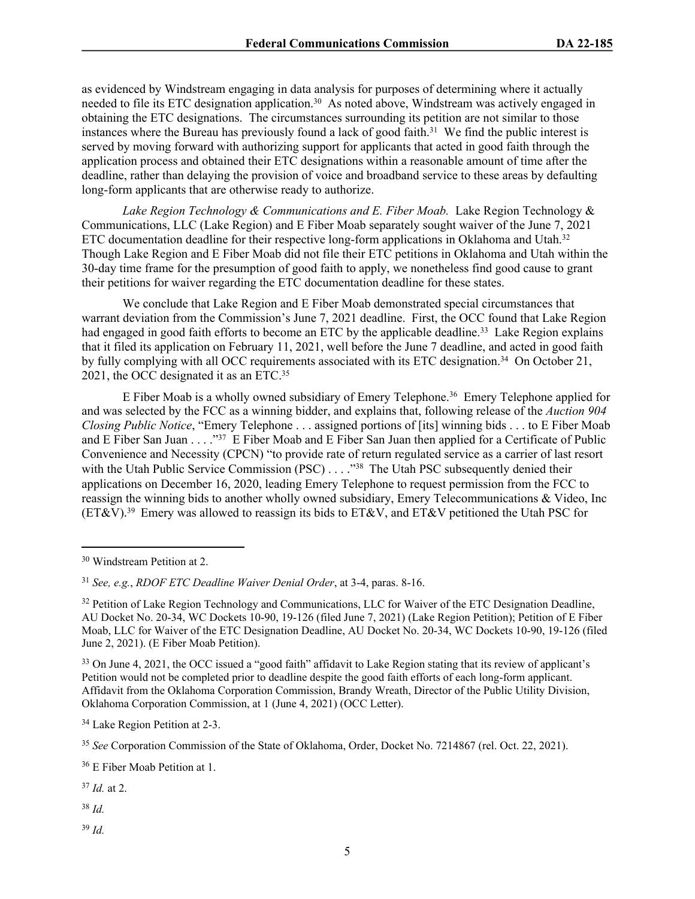as evidenced by Windstream engaging in data analysis for purposes of determining where it actually needed to file its ETC designation application.[30] As noted above, Windstream was actively engaged in obtaining the ETC designations. The circumstances surrounding its petition are not similar to those instances where the Bureau has previously found a lack of good faith.[31] We find the public interest is served by moving forward with authorizing support for applicants that acted in good faith through the application process and obtained their ETC designations within a reasonable amount of time after the deadline, rather than delaying the provision of voice and broadband service to these areas by defaulting long-form applicants that are otherwise ready to authorize.

*Lake Region Technology & Communications and E. Fiber Moab.* Lake Region Technology & Communications, LLC (Lake Region) and E Fiber Moab separately sought waiver of the June 7, 2021 ETC documentation deadline for their respective long-form applications in Oklahoma and Utah.[32] Though Lake Region and E Fiber Moab did not file their ETC petitions in Oklahoma and Utah within the 30-day time frame for the presumption of good faith to apply, we nonetheless find good cause to grant their petitions for waiver regarding the ETC documentation deadline for these states.

We conclude that Lake Region and E Fiber Moab demonstrated special circumstances that warrant deviation from the Commission's June 7, 2021 deadline. First, the OCC found that Lake Region had engaged in good faith efforts to become an ETC by the applicable deadline.[33] Lake Region explains that it filed its application on February 11, 2021, well before the June 7 deadline, and acted in good faith by fully complying with all OCC requirements associated with its ETC designation.[34] On October 21, 2021, the OCC designated it as an ETC.[35]

E Fiber Moab is a wholly owned subsidiary of Emery Telephone.[36] Emery Telephone applied for and was selected by the FCC as a winning bidder, and explains that, following release of the *Auction 904 Closing Public Notice*, "Emery Telephone . . . assigned portions of [its] winning bids . . . to E Fiber Moab and E Fiber San Juan . . . ."[37] E Fiber Moab and E Fiber San Juan then applied for a Certificate of Public Convenience and Necessity (CPCN) "to provide rate of return regulated service as a carrier of last resort with the Utah Public Service Commission (PSC) . . . ."[38] The Utah PSC subsequently denied their applications on December 16, 2020, leading Emery Telephone to request permission from the FCC to reassign the winning bids to another wholly owned subsidiary, Emery Telecommunications & Video, Inc (ET&V).[39] Emery was allowed to reassign its bids to ET&V, and ET&V petitioned the Utah PSC for

---

[30] Windstream Petition at 2.

[31] *See, e.g.*, *RDOF ETC Deadline Waiver Denial Order*, at 3-4, paras. 8-16.

[32] Petition of Lake Region Technology and Communications, LLC for Waiver of the ETC Designation Deadline, AU Docket No. 20-34, WC Dockets 10-90, 19-126 (filed June 7, 2021) (Lake Region Petition); Petition of E Fiber Moab, LLC for Waiver of the ETC Designation Deadline, AU Docket No. 20-34, WC Dockets 10-90, 19-126 (filed June 2, 2021). (E Fiber Moab Petition).

[33] On June 4, 2021, the OCC issued a "good faith" affidavit to Lake Region stating that its review of applicant's Petition would not be completed prior to deadline despite the good faith efforts of each long-form applicant. Affidavit from the Oklahoma Corporation Commission, Brandy Wreath, Director of the Public Utility Division, Oklahoma Corporation Commission, at 1 (June 4, 2021) (OCC Letter).

[34] Lake Region Petition at 2-3.

[35] *See* Corporation Commission of the State of Oklahoma, Order, Docket No. 7214867 (rel. Oct. 22, 2021).

[36] E Fiber Moab Petition at 1.

[37] *Id.* at 2.

[38] *Id.*

[39] *Id.*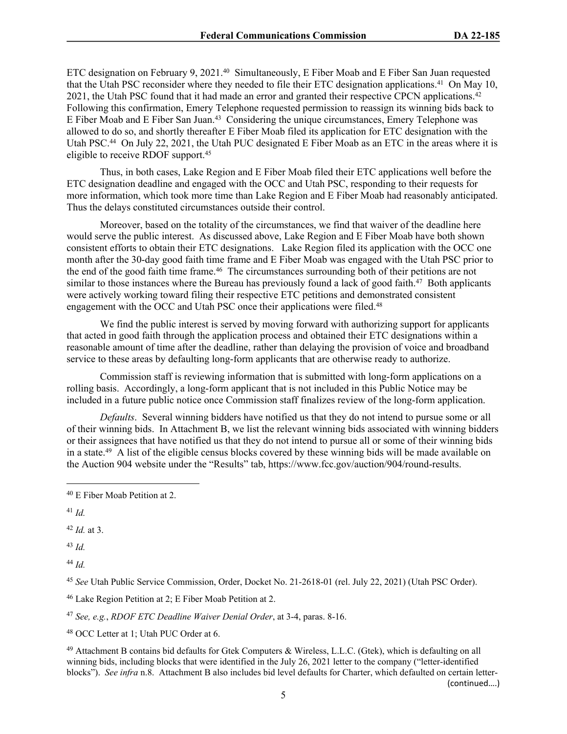ETC designation on February 9, 2021.[40] Simultaneously, E Fiber Moab and E Fiber San Juan requested that the Utah PSC reconsider where they needed to file their ETC designation applications.[41] On May 10, 2021, the Utah PSC found that it had made an error and granted their respective CPCN applications.[42] Following this confirmation, Emery Telephone requested permission to reassign its winning bids back to E Fiber Moab and E Fiber San Juan.[43] Considering the unique circumstances, Emery Telephone was allowed to do so, and shortly thereafter E Fiber Moab filed its application for ETC designation with the Utah PSC.[44] On July 22, 2021, the Utah PUC designated E Fiber Moab as an ETC in the areas where it is eligible to receive RDOF support.[45]

Thus, in both cases, Lake Region and E Fiber Moab filed their ETC applications well before the ETC designation deadline and engaged with the OCC and Utah PSC, responding to their requests for more information, which took more time than Lake Region and E Fiber Moab had reasonably anticipated. Thus the delays constituted circumstances outside their control.

Moreover, based on the totality of the circumstances, we find that waiver of the deadline here would serve the public interest. As discussed above, Lake Region and E Fiber Moab have both shown consistent efforts to obtain their ETC designations. Lake Region filed its application with the OCC one month after the 30-day good faith time frame and E Fiber Moab was engaged with the Utah PSC prior to the end of the good faith time frame.[46] The circumstances surrounding both of their petitions are not similar to those instances where the Bureau has previously found a lack of good faith.[47] Both applicants were actively working toward filing their respective ETC petitions and demonstrated consistent engagement with the OCC and Utah PSC once their applications were filed.[48]

We find the public interest is served by moving forward with authorizing support for applicants that acted in good faith through the application process and obtained their ETC designations within a reasonable amount of time after the deadline, rather than delaying the provision of voice and broadband service to these areas by defaulting long-form applicants that are otherwise ready to authorize.

Commission staff is reviewing information that is submitted with long-form applications on a rolling basis. Accordingly, a long-form applicant that is not included in this Public Notice may be included in a future public notice once Commission staff finalizes review of the long-form application.

*Defaults*. Several winning bidders have notified us that they do not intend to pursue some or all of their winning bids. In Attachment B, we list the relevant winning bids associated with winning bidders or their assignees that have notified us that they do not intend to pursue all or some of their winning bids in a state.[49] A list of the eligible census blocks covered by these winning bids will be made available on the Auction 904 website under the "Results" tab, https://www.fcc.gov/auction/904/round-results.

---

[40] E Fiber Moab Petition at 2.

[41] *Id.*

[42] *Id.* at 3.

[43] *Id.*

[44] *Id.*

[45] *See* Utah Public Service Commission, Order, Docket No. 21-2618-01 (rel. July 22, 2021) (Utah PSC Order).

[46] Lake Region Petition at 2; E Fiber Moab Petition at 2.

[47] *See, e.g.*, *RDOF ETC Deadline Waiver Denial Order*, at 3-4, paras. 8-16.

[48] OCC Letter at 1; Utah PUC Order at 6.

[49] Attachment B contains bid defaults for Gtek Computers & Wireless, L.L.C. (Gtek), which is defaulting on all winning bids, including blocks that were identified in the July 26, 2021 letter to the company ("letter-identified blocks"). *See infra* n.8. Attachment B also includes bid level defaults for Charter, which defaulted on certain letter-

(continued….)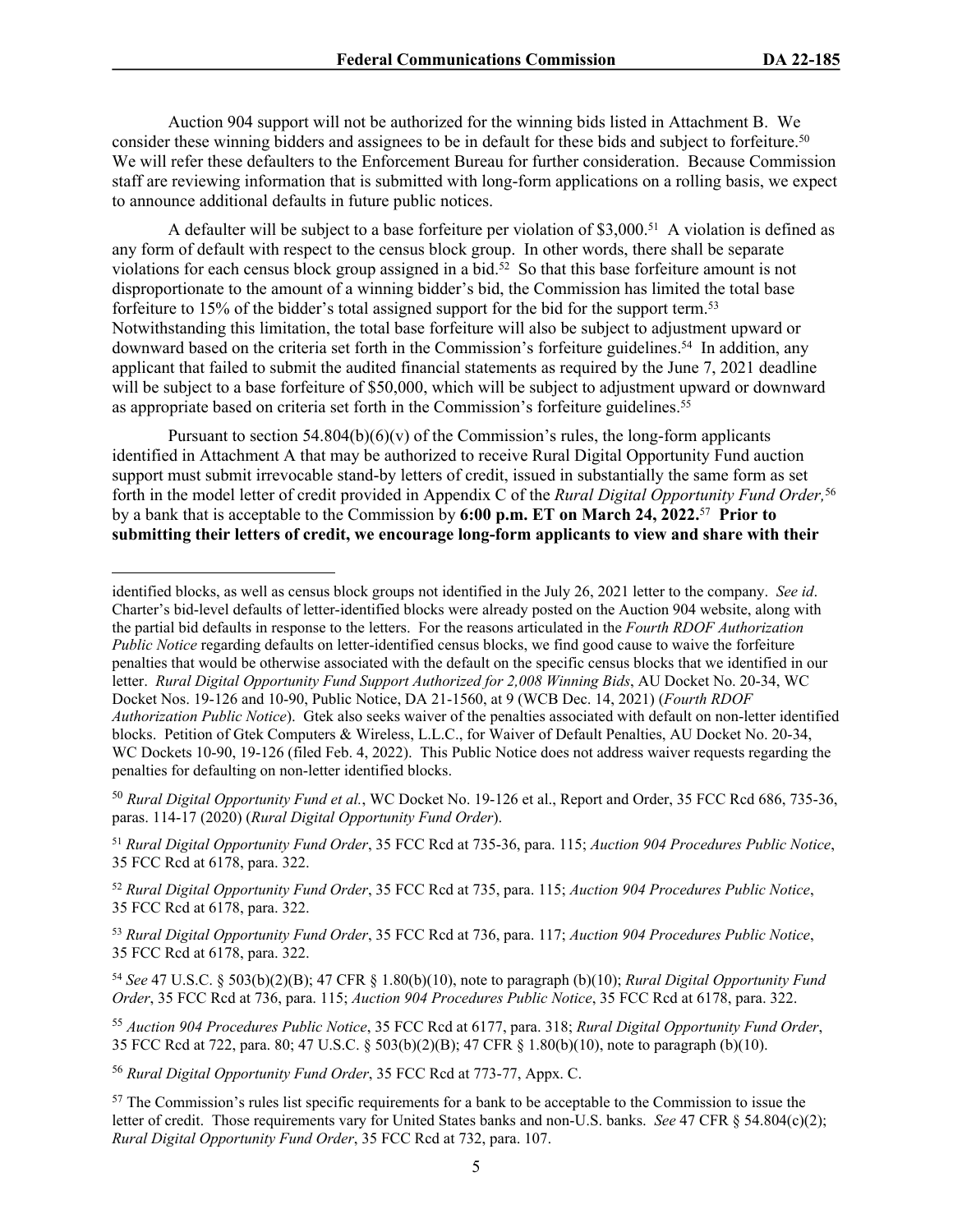Auction 904 support will not be authorized for the winning bids listed in Attachment B. We consider these winning bidders and assignees to be in default for these bids and subject to forfeiture.[50] We will refer these defaulters to the Enforcement Bureau for further consideration. Because Commission staff are reviewing information that is submitted with long-form applications on a rolling basis, we expect to announce additional defaults in future public notices.

A defaulter will be subject to a base forfeiture per violation of $3,000.[51] A violation is defined as any form of default with respect to the census block group. In other words, there shall be separate violations for each census block group assigned in a bid.[52] So that this base forfeiture amount is not disproportionate to the amount of a winning bidder's bid, the Commission has limited the total base forfeiture to 15% of the bidder's total assigned support for the bid for the support term.[53] Notwithstanding this limitation, the total base forfeiture will also be subject to adjustment upward or downward based on the criteria set forth in the Commission's forfeiture guidelines.[54] In addition, any applicant that failed to submit the audited financial statements as required by the June 7, 2021 deadline will be subject to a base forfeiture of $50,000, which will be subject to adjustment upward or downward as appropriate based on criteria set forth in the Commission's forfeiture guidelines.[55]

Pursuant to section 54.804(b)(6)(v) of the Commission's rules, the long-form applicants identified in Attachment A that may be authorized to receive Rural Digital Opportunity Fund auction support must submit irrevocable stand-by letters of credit, issued in substantially the same form as set forth in the model letter of credit provided in Appendix C of the *Rural Digital Opportunity Fund Order,*[56] by a bank that is acceptable to the Commission by **6:00 p.m. ET on March 24, 2022.**[57] **Prior to submitting their letters of credit, we encourage long-form applicants to view and share with their**

---

identified blocks, as well as census block groups not identified in the July 26, 2021 letter to the company. *See id*. Charter's bid-level defaults of letter-identified blocks were already posted on the Auction 904 website, along with the partial bid defaults in response to the letters. For the reasons articulated in the *Fourth RDOF Authorization Public Notice* regarding defaults on letter-identified census blocks, we find good cause to waive the forfeiture penalties that would be otherwise associated with the default on the specific census blocks that we identified in our letter. *Rural Digital Opportunity Fund Support Authorized for 2,008 Winning Bids*, AU Docket No. 20-34, WC Docket Nos. 19-126 and 10-90, Public Notice, DA 21-1560, at 9 (WCB Dec. 14, 2021) (*Fourth RDOF Authorization Public Notice*). Gtek also seeks waiver of the penalties associated with default on non-letter identified blocks. Petition of Gtek Computers & Wireless, L.L.C., for Waiver of Default Penalties, AU Docket No. 20-34, WC Dockets 10-90, 19-126 (filed Feb. 4, 2022). This Public Notice does not address waiver requests regarding the penalties for defaulting on non-letter identified blocks.

[50] *Rural Digital Opportunity Fund et al.*, WC Docket No. 19-126 et al., Report and Order, 35 FCC Rcd 686, 735-36, paras. 114-17 (2020) (*Rural Digital Opportunity Fund Order*).

[51] *Rural Digital Opportunity Fund Order*, 35 FCC Rcd at 735-36, para. 115; *Auction 904 Procedures Public Notice*, 35 FCC Rcd at 6178, para. 322.

[52] *Rural Digital Opportunity Fund Order*, 35 FCC Rcd at 735, para. 115; *Auction 904 Procedures Public Notice*, 35 FCC Rcd at 6178, para. 322.

[53] *Rural Digital Opportunity Fund Order*, 35 FCC Rcd at 736, para. 117; *Auction 904 Procedures Public Notice*, 35 FCC Rcd at 6178, para. 322.

[54] *See* 47 U.S.C. § 503(b)(2)(B); 47 CFR § 1.80(b)(10), note to paragraph (b)(10); *Rural Digital Opportunity Fund Order*, 35 FCC Rcd at 736, para. 115; *Auction 904 Procedures Public Notice*, 35 FCC Rcd at 6178, para. 322.

[55] *Auction 904 Procedures Public Notice*, 35 FCC Rcd at 6177, para. 318; *Rural Digital Opportunity Fund Order*, 35 FCC Rcd at 722, para. 80; 47 U.S.C. § 503(b)(2)(B); 47 CFR § 1.80(b)(10), note to paragraph (b)(10).

[56] *Rural Digital Opportunity Fund Order*, 35 FCC Rcd at 773-77, Appx. C.

[57] The Commission's rules list specific requirements for a bank to be acceptable to the Commission to issue the letter of credit. Those requirements vary for United States banks and non-U.S. banks. *See* 47 CFR § 54.804(c)(2); *Rural Digital Opportunity Fund Order*, 35 FCC Rcd at 732, para. 107.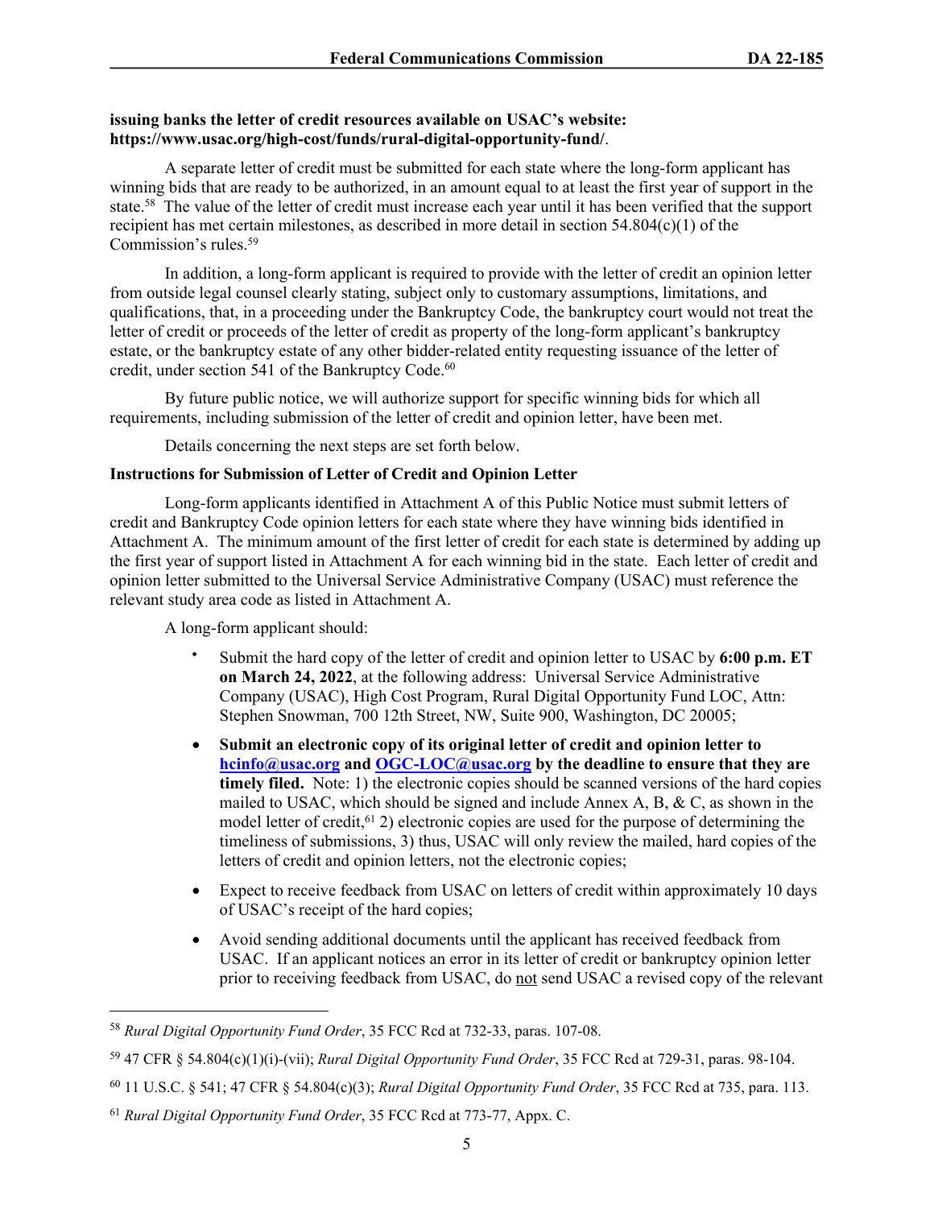**issuing banks the letter of credit resources available on USAC's website: https://www.usac.org/high-cost/funds/rural-digital-opportunity-fund/**.

A separate letter of credit must be submitted for each state where the long-form applicant has winning bids that are ready to be authorized, in an amount equal to at least the first year of support in the state.[58] The value of the letter of credit must increase each year until it has been verified that the support recipient has met certain milestones, as described in more detail in section 54.804(c)(1) of the Commission's rules.[59]

In addition, a long-form applicant is required to provide with the letter of credit an opinion letter from outside legal counsel clearly stating, subject only to customary assumptions, limitations, and qualifications, that, in a proceeding under the Bankruptcy Code, the bankruptcy court would not treat the letter of credit or proceeds of the letter of credit as property of the long-form applicant's bankruptcy estate, or the bankruptcy estate of any other bidder-related entity requesting issuance of the letter of credit, under section 541 of the Bankruptcy Code.[60]

By future public notice, we will authorize support for specific winning bids for which all requirements, including submission of the letter of credit and opinion letter, have been met.

Details concerning the next steps are set forth below.

**Instructions for Submission of Letter of Credit and Opinion Letter**

Long-form applicants identified in Attachment A of this Public Notice must submit letters of credit and Bankruptcy Code opinion letters for each state where they have winning bids identified in Attachment A. The minimum amount of the first letter of credit for each state is determined by adding up the first year of support listed in Attachment A for each winning bid in the state. Each letter of credit and opinion letter submitted to the Universal Service Administrative Company (USAC) must reference the relevant study area code as listed in Attachment A.

A long-form applicant should:

- Submit the hard copy of the letter of credit and opinion letter to USAC by **6:00 p.m. ET on March 24, 2022**, at the following address: Universal Service Administrative Company (USAC), High Cost Program, Rural Digital Opportunity Fund LOC, Attn: Stephen Snowman, 700 12th Street, NW, Suite 900, Washington, DC 20005;
- **Submit an electronic copy of its original letter of credit and opinion letter to hcinfo@usac.org and OGC-LOC@usac.org by the deadline to ensure that they are timely filed.** Note: 1) the electronic copies should be scanned versions of the hard copies mailed to USAC, which should be signed and include Annex A, B, & C, as shown in the model letter of credit,[61] 2) electronic copies are used for the purpose of determining the timeliness of submissions, 3) thus, USAC will only review the mailed, hard copies of the letters of credit and opinion letters, not the electronic copies;
- Expect to receive feedback from USAC on letters of credit within approximately 10 days of USAC's receipt of the hard copies;
- Avoid sending additional documents until the applicant has received feedback from USAC. If an applicant notices an error in its letter of credit or bankruptcy opinion letter prior to receiving feedback from USAC, do not send USAC a revised copy of the relevant

---

[58] *Rural Digital Opportunity Fund Order*, 35 FCC Rcd at 732-33, paras. 107-08.

[59] 47 CFR § 54.804(c)(1)(i)-(vii); *Rural Digital Opportunity Fund Order*, 35 FCC Rcd at 729-31, paras. 98-104.

[60] 11 U.S.C. § 541; 47 CFR § 54.804(c)(3); *Rural Digital Opportunity Fund Order*, 35 FCC Rcd at 735, para. 113.

[61] *Rural Digital Opportunity Fund Order*, 35 FCC Rcd at 773-77, Appx. C.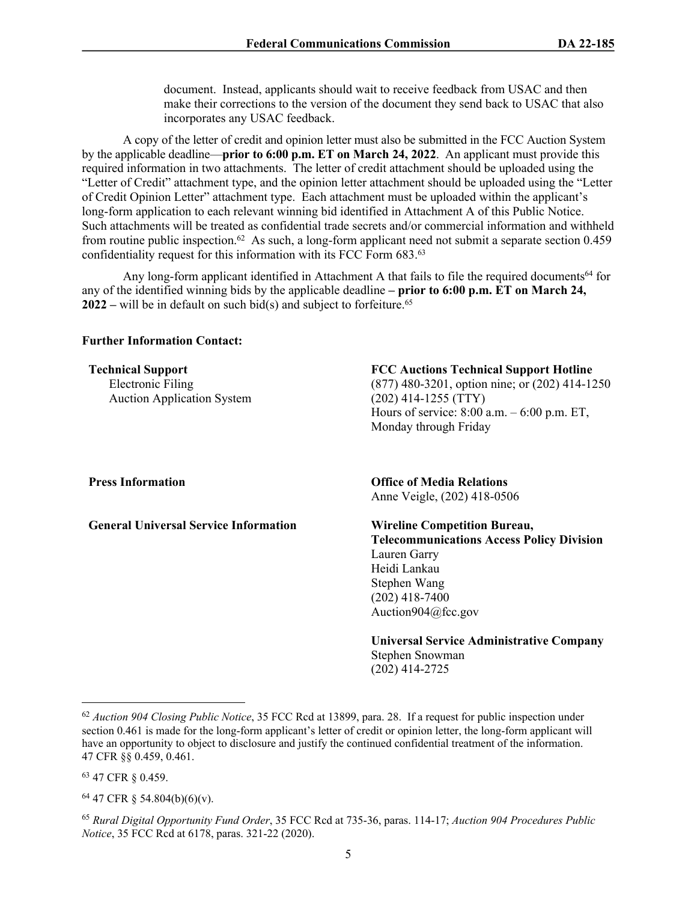document. Instead, applicants should wait to receive feedback from USAC and then make their corrections to the version of the document they send back to USAC that also incorporates any USAC feedback.

A copy of the letter of credit and opinion letter must also be submitted in the FCC Auction System by the applicable deadline—**prior to 6:00 p.m. ET on March 24, 2022**. An applicant must provide this required information in two attachments. The letter of credit attachment should be uploaded using the "Letter of Credit" attachment type, and the opinion letter attachment should be uploaded using the "Letter of Credit Opinion Letter" attachment type. Each attachment must be uploaded within the applicant's long-form application to each relevant winning bid identified in Attachment A of this Public Notice. Such attachments will be treated as confidential trade secrets and/or commercial information and withheld from routine public inspection.[62] As such, a long-form applicant need not submit a separate section 0.459 confidentiality request for this information with its FCC Form 683.[63]

Any long-form applicant identified in Attachment A that fails to file the required documents[64] for any of the identified winning bids by the applicable deadline **– prior to 6:00 p.m. ET on March 24, 2022 –** will be in default on such bid(s) and subject to forfeiture.[65]

**Further Information Contact:**

| | |
|---|---|
| **Technical Support**<br>Electronic Filing<br>Auction Application System | **FCC Auctions Technical Support Hotline**<br>(877) 480-3201, option nine; or (202) 414-1250<br>(202) 414-1255 (TTY)<br>Hours of service: 8:00 a.m. – 6:00 p.m. ET, Monday through Friday |
| **Press Information** | **Office of Media Relations**<br>Anne Veigle, (202) 418-0506 |
| **General Universal Service Information** | **Wireline Competition Bureau, Telecommunications Access Policy Division**<br>Lauren Garry<br>Heidi Lankau<br>Stephen Wang<br>(202) 418-7400<br>Auction904@fcc.gov |
| | **Universal Service Administrative Company**<br>Stephen Snowman<br>(202) 414-2725 |

---

[62] *Auction 904 Closing Public Notice*, 35 FCC Rcd at 13899, para. 28. If a request for public inspection under section 0.461 is made for the long-form applicant's letter of credit or opinion letter, the long-form applicant will have an opportunity to object to disclosure and justify the continued confidential treatment of the information. 47 CFR §§ 0.459, 0.461.

[63] 47 CFR § 0.459.

[64] 47 CFR § 54.804(b)(6)(v).

[65] *Rural Digital Opportunity Fund Order*, 35 FCC Rcd at 735-36, paras. 114-17; *Auction 904 Procedures Public Notice*, 35 FCC Rcd at 6178, paras. 321-22 (2020).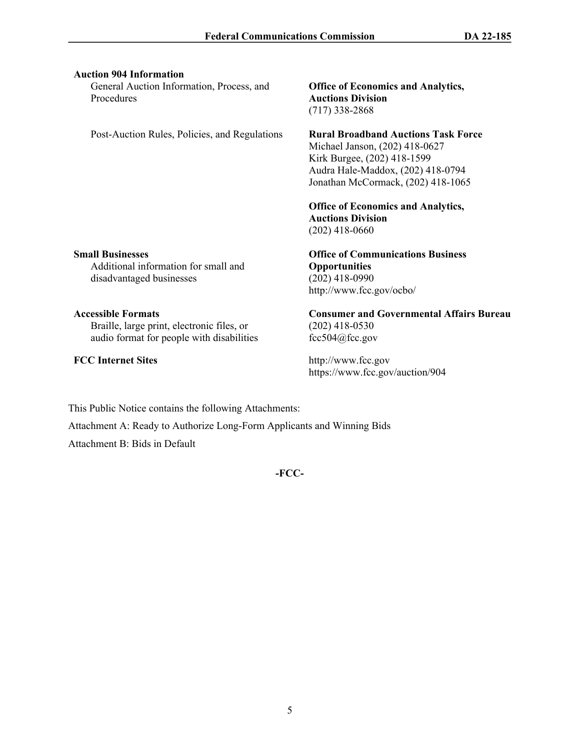| | |
|---|---|
| **Auction 904 Information** | |
| General Auction Information, Process, and Procedures | **Office of Economics and Analytics, Auctions Division**<br>(717) 338-2868 |
| Post-Auction Rules, Policies, and Regulations | **Rural Broadband Auctions Task Force**<br>Michael Janson, (202) 418-0627<br>Kirk Burgee, (202) 418-1599<br>Audra Hale-Maddox, (202) 418-0794<br>Jonathan McCormack, (202) 418-1065 |
| | **Office of Economics and Analytics, Auctions Division**<br>(202) 418-0660 |
| **Small Businesses**<br>Additional information for small and disadvantaged businesses | **Office of Communications Business Opportunities**<br>(202) 418-0990<br>http://www.fcc.gov/ocbo/ |
| **Accessible Formats**<br>Braille, large print, electronic files, or audio format for people with disabilities | **Consumer and Governmental Affairs Bureau**<br>(202) 418-0530<br>fcc504@fcc.gov |
| **FCC Internet Sites** | http://www.fcc.gov<br>https://www.fcc.gov/auction/904 |

This Public Notice contains the following Attachments:

Attachment A: Ready to Authorize Long-Form Applicants and Winning Bids

Attachment B: Bids in Default

**-FCC-**